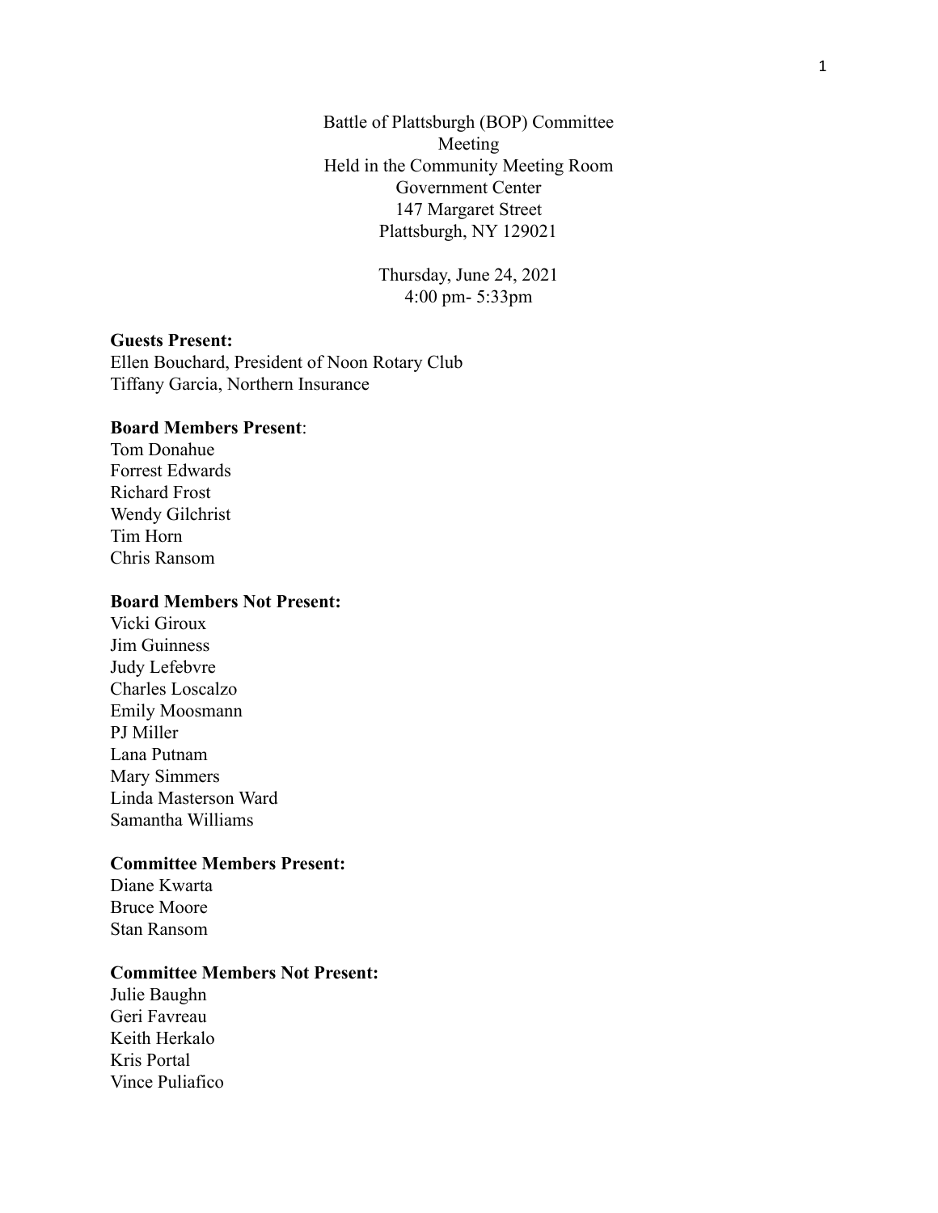Battle of Plattsburgh (BOP) Committee
Meeting
Held in the Community Meeting Room
Government Center
147 Margaret Street
Plattsburgh, NY 129021

Thursday, June 24, 2021
4:00 pm- 5:33pm

**Guests Present:**
Ellen Bouchard, President of Noon Rotary Club
Tiffany Garcia, Northern Insurance

**Board Members Present**:
Tom Donahue
Forrest Edwards
Richard Frost
Wendy Gilchrist
Tim Horn
Chris Ransom

**Board Members Not Present:**
Vicki Giroux
Jim Guinness
Judy Lefebvre
Charles Loscalzo
Emily Moosmann
PJ Miller
Lana Putnam
Mary Simmers
Linda Masterson Ward
Samantha Williams

**Committee Members Present:**
Diane Kwarta
Bruce Moore
Stan Ransom

**Committee Members Not Present:**
Julie Baughn
Geri Favreau
Keith Herkalo
Kris Portal
Vince Puliafico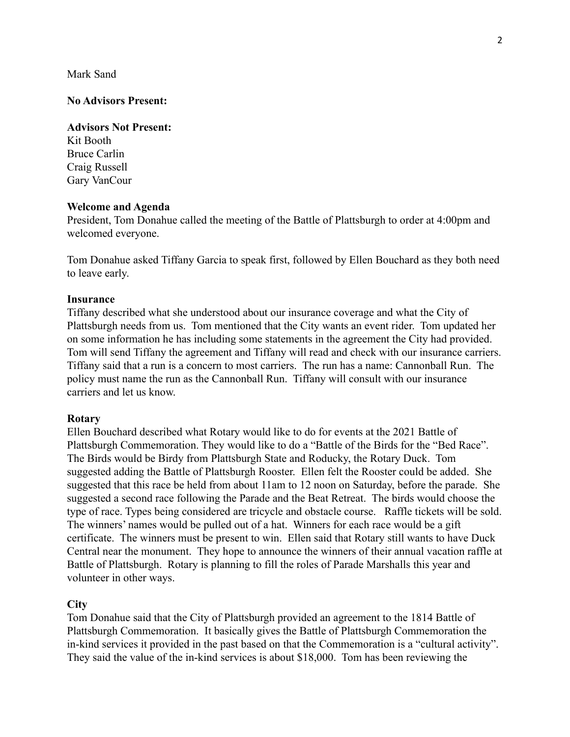Mark Sand

**No Advisors Present:**

**Advisors Not Present:**
Kit Booth
Bruce Carlin
Craig Russell
Gary VanCour

**Welcome and Agenda**

President, Tom Donahue called the meeting of the Battle of Plattsburgh to order at 4:00pm and welcomed everyone.

Tom Donahue asked Tiffany Garcia to speak first, followed by Ellen Bouchard as they both need to leave early.

**Insurance**

Tiffany described what she understood about our insurance coverage and what the City of Plattsburgh needs from us. Tom mentioned that the City wants an event rider. Tom updated her on some information he has including some statements in the agreement the City had provided. Tom will send Tiffany the agreement and Tiffany will read and check with our insurance carriers. Tiffany said that a run is a concern to most carriers. The run has a name: Cannonball Run. The policy must name the run as the Cannonball Run. Tiffany will consult with our insurance carriers and let us know.

**Rotary**

Ellen Bouchard described what Rotary would like to do for events at the 2021 Battle of Plattsburgh Commemoration. They would like to do a "Battle of the Birds for the "Bed Race". The Birds would be Birdy from Plattsburgh State and Roducky, the Rotary Duck. Tom suggested adding the Battle of Plattsburgh Rooster. Ellen felt the Rooster could be added. She suggested that this race be held from about 11am to 12 noon on Saturday, before the parade. She suggested a second race following the Parade and the Beat Retreat. The birds would choose the type of race. Types being considered are tricycle and obstacle course. Raffle tickets will be sold. The winners' names would be pulled out of a hat. Winners for each race would be a gift certificate. The winners must be present to win. Ellen said that Rotary still wants to have Duck Central near the monument. They hope to announce the winners of their annual vacation raffle at Battle of Plattsburgh. Rotary is planning to fill the roles of Parade Marshalls this year and volunteer in other ways.

**City**

Tom Donahue said that the City of Plattsburgh provided an agreement to the 1814 Battle of Plattsburgh Commemoration. It basically gives the Battle of Plattsburgh Commemoration the in-kind services it provided in the past based on that the Commemoration is a "cultural activity". They said the value of the in-kind services is about $18,000. Tom has been reviewing the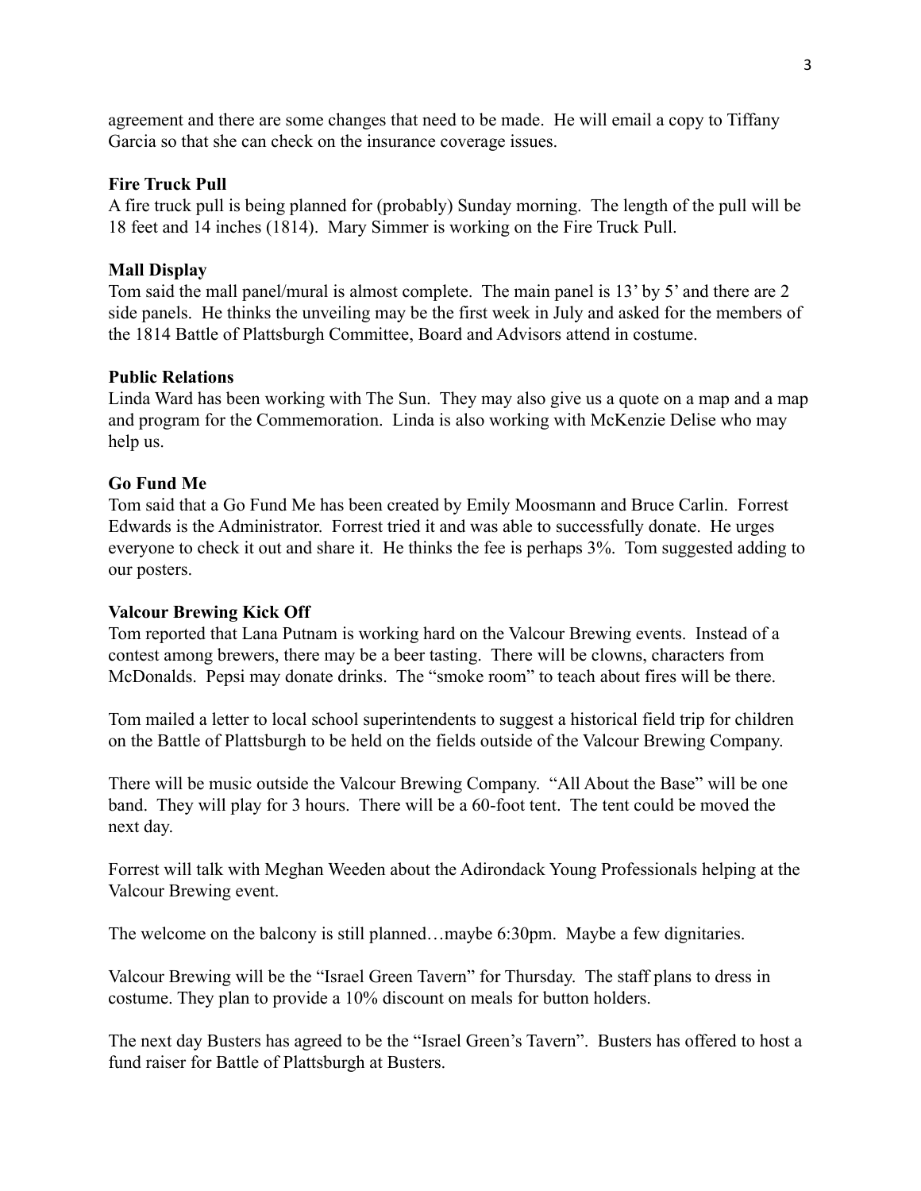agreement and there are some changes that need to be made. He will email a copy to Tiffany Garcia so that she can check on the insurance coverage issues.

**Fire Truck Pull**

A fire truck pull is being planned for (probably) Sunday morning. The length of the pull will be 18 feet and 14 inches (1814). Mary Simmer is working on the Fire Truck Pull.

**Mall Display**

Tom said the mall panel/mural is almost complete. The main panel is 13' by 5' and there are 2 side panels. He thinks the unveiling may be the first week in July and asked for the members of the 1814 Battle of Plattsburgh Committee, Board and Advisors attend in costume.

**Public Relations**

Linda Ward has been working with The Sun. They may also give us a quote on a map and a map and program for the Commemoration. Linda is also working with McKenzie Delise who may help us.

**Go Fund Me**

Tom said that a Go Fund Me has been created by Emily Moosmann and Bruce Carlin. Forrest Edwards is the Administrator. Forrest tried it and was able to successfully donate. He urges everyone to check it out and share it. He thinks the fee is perhaps 3%. Tom suggested adding to our posters.

**Valcour Brewing Kick Off**

Tom reported that Lana Putnam is working hard on the Valcour Brewing events. Instead of a contest among brewers, there may be a beer tasting. There will be clowns, characters from McDonalds. Pepsi may donate drinks. The "smoke room" to teach about fires will be there.

Tom mailed a letter to local school superintendents to suggest a historical field trip for children on the Battle of Plattsburgh to be held on the fields outside of the Valcour Brewing Company.

There will be music outside the Valcour Brewing Company. "All About the Base" will be one band. They will play for 3 hours. There will be a 60-foot tent. The tent could be moved the next day.

Forrest will talk with Meghan Weeden about the Adirondack Young Professionals helping at the Valcour Brewing event.

The welcome on the balcony is still planned…maybe 6:30pm. Maybe a few dignitaries.

Valcour Brewing will be the "Israel Green Tavern" for Thursday. The staff plans to dress in costume. They plan to provide a 10% discount on meals for button holders.

The next day Busters has agreed to be the "Israel Green's Tavern". Busters has offered to host a fund raiser for Battle of Plattsburgh at Busters.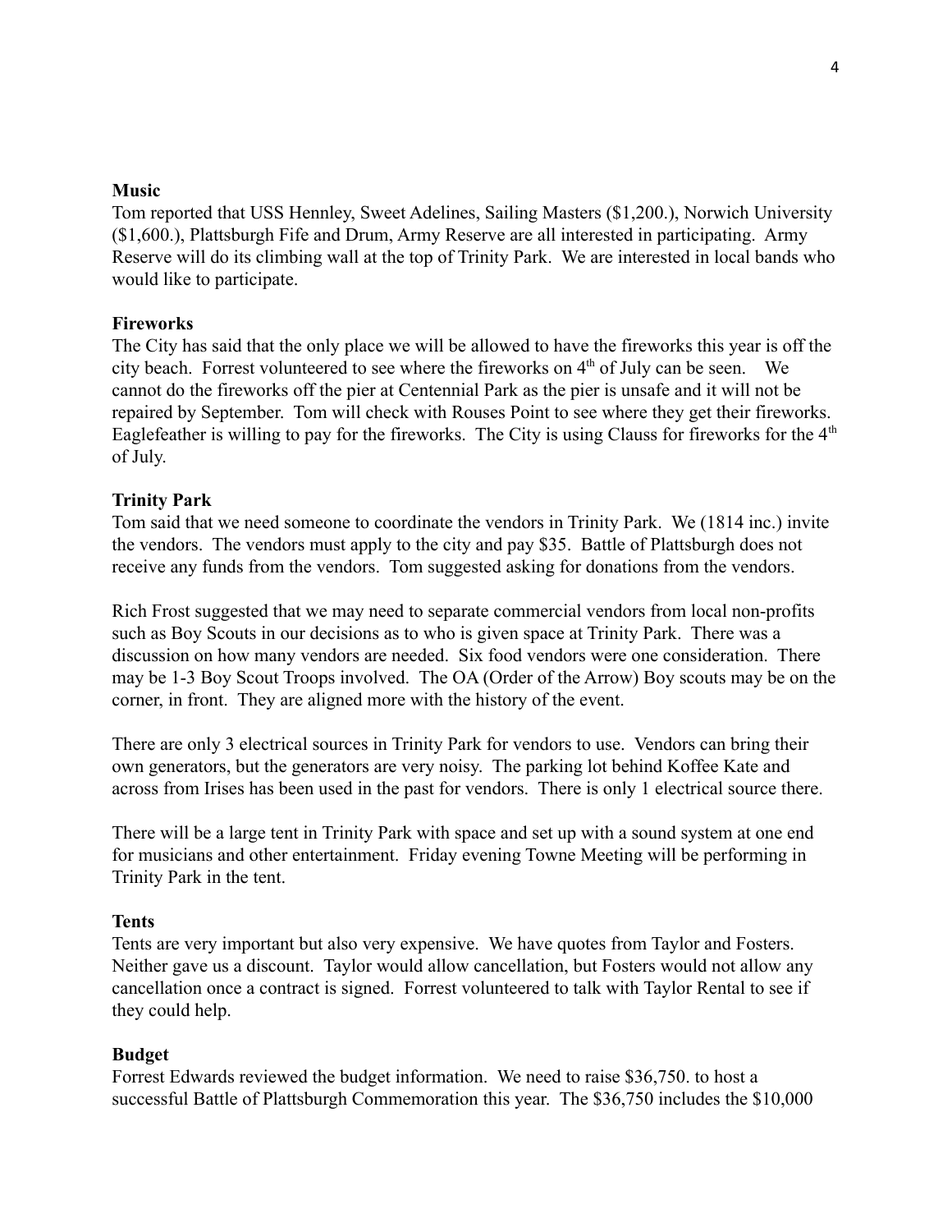**Music**

Tom reported that USS Hennley, Sweet Adelines, Sailing Masters ($1,200.), Norwich University ($1,600.), Plattsburgh Fife and Drum, Army Reserve are all interested in participating. Army Reserve will do its climbing wall at the top of Trinity Park. We are interested in local bands who would like to participate.

**Fireworks**

The City has said that the only place we will be allowed to have the fireworks this year is off the city beach. Forrest volunteered to see where the fireworks on 4th of July can be seen. We cannot do the fireworks off the pier at Centennial Park as the pier is unsafe and it will not be repaired by September. Tom will check with Rouses Point to see where they get their fireworks. Eaglefeather is willing to pay for the fireworks. The City is using Clauss for fireworks for the 4th of July.

**Trinity Park**

Tom said that we need someone to coordinate the vendors in Trinity Park. We (1814 inc.) invite the vendors. The vendors must apply to the city and pay $35. Battle of Plattsburgh does not receive any funds from the vendors. Tom suggested asking for donations from the vendors.

Rich Frost suggested that we may need to separate commercial vendors from local non-profits such as Boy Scouts in our decisions as to who is given space at Trinity Park. There was a discussion on how many vendors are needed. Six food vendors were one consideration. There may be 1-3 Boy Scout Troops involved. The OA (Order of the Arrow) Boy scouts may be on the corner, in front. They are aligned more with the history of the event.

There are only 3 electrical sources in Trinity Park for vendors to use. Vendors can bring their own generators, but the generators are very noisy. The parking lot behind Koffee Kate and across from Irises has been used in the past for vendors. There is only 1 electrical source there.

There will be a large tent in Trinity Park with space and set up with a sound system at one end for musicians and other entertainment. Friday evening Towne Meeting will be performing in Trinity Park in the tent.

**Tents**

Tents are very important but also very expensive. We have quotes from Taylor and Fosters. Neither gave us a discount. Taylor would allow cancellation, but Fosters would not allow any cancellation once a contract is signed. Forrest volunteered to talk with Taylor Rental to see if they could help.

**Budget**

Forrest Edwards reviewed the budget information. We need to raise $36,750. to host a successful Battle of Plattsburgh Commemoration this year. The $36,750 includes the $10,000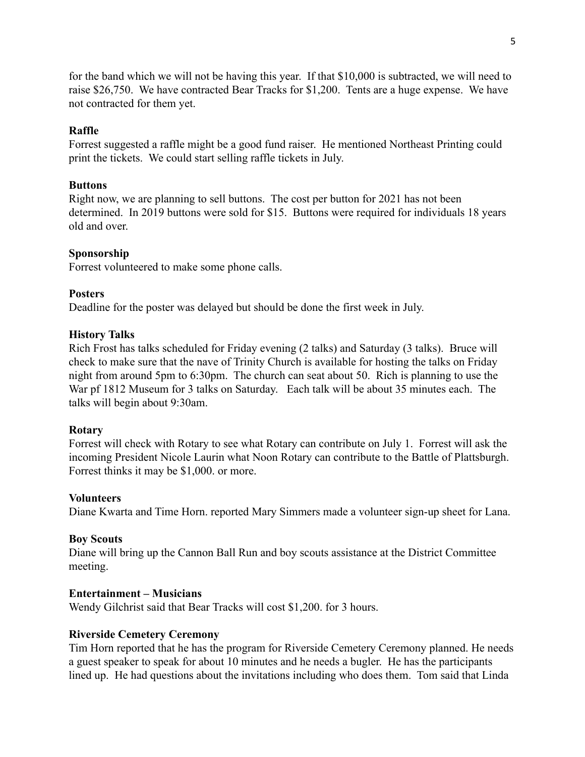for the band which we will not be having this year. If that $10,000 is subtracted, we will need to raise $26,750. We have contracted Bear Tracks for $1,200. Tents are a huge expense. We have not contracted for them yet.

**Raffle**
Forrest suggested a raffle might be a good fund raiser. He mentioned Northeast Printing could print the tickets. We could start selling raffle tickets in July.

**Buttons**
Right now, we are planning to sell buttons. The cost per button for 2021 has not been determined. In 2019 buttons were sold for $15. Buttons were required for individuals 18 years old and over.

**Sponsorship**
Forrest volunteered to make some phone calls.

**Posters**
Deadline for the poster was delayed but should be done the first week in July.

**History Talks**
Rich Frost has talks scheduled for Friday evening (2 talks) and Saturday (3 talks). Bruce will check to make sure that the nave of Trinity Church is available for hosting the talks on Friday night from around 5pm to 6:30pm. The church can seat about 50. Rich is planning to use the War pf 1812 Museum for 3 talks on Saturday. Each talk will be about 35 minutes each. The talks will begin about 9:30am.

**Rotary**
Forrest will check with Rotary to see what Rotary can contribute on July 1. Forrest will ask the incoming President Nicole Laurin what Noon Rotary can contribute to the Battle of Plattsburgh. Forrest thinks it may be $1,000. or more.

**Volunteers**
Diane Kwarta and Time Horn. reported Mary Simmers made a volunteer sign-up sheet for Lana.

**Boy Scouts**
Diane will bring up the Cannon Ball Run and boy scouts assistance at the District Committee meeting.

**Entertainment – Musicians**
Wendy Gilchrist said that Bear Tracks will cost $1,200. for 3 hours.

**Riverside Cemetery Ceremony**
Tim Horn reported that he has the program for Riverside Cemetery Ceremony planned. He needs a guest speaker to speak for about 10 minutes and he needs a bugler. He has the participants lined up. He had questions about the invitations including who does them. Tom said that Linda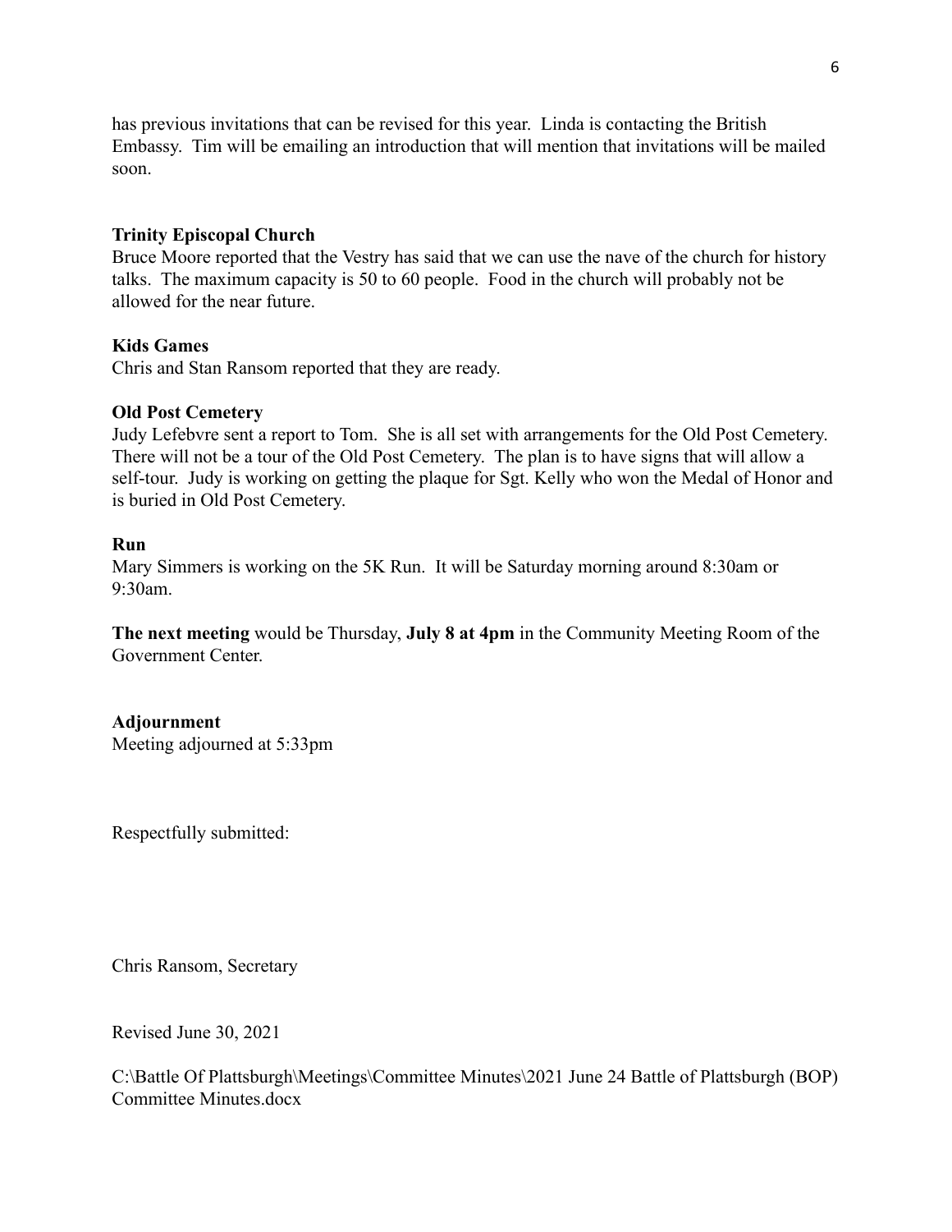has previous invitations that can be revised for this year. Linda is contacting the British Embassy. Tim will be emailing an introduction that will mention that invitations will be mailed soon.

**Trinity Episcopal Church**
Bruce Moore reported that the Vestry has said that we can use the nave of the church for history talks. The maximum capacity is 50 to 60 people. Food in the church will probably not be allowed for the near future.

**Kids Games**
Chris and Stan Ransom reported that they are ready.

**Old Post Cemetery**
Judy Lefebvre sent a report to Tom. She is all set with arrangements for the Old Post Cemetery. There will not be a tour of the Old Post Cemetery. The plan is to have signs that will allow a self-tour. Judy is working on getting the plaque for Sgt. Kelly who won the Medal of Honor and is buried in Old Post Cemetery.

**Run**
Mary Simmers is working on the 5K Run. It will be Saturday morning around 8:30am or 9:30am.

**The next meeting** would be Thursday, **July 8 at 4pm** in the Community Meeting Room of the Government Center.

**Adjournment**
Meeting adjourned at 5:33pm

Respectfully submitted:

Chris Ransom, Secretary

Revised June 30, 2021

C:\Battle Of Plattsburgh\Meetings\Committee Minutes\2021 June 24 Battle of Plattsburgh (BOP) Committee Minutes.docx